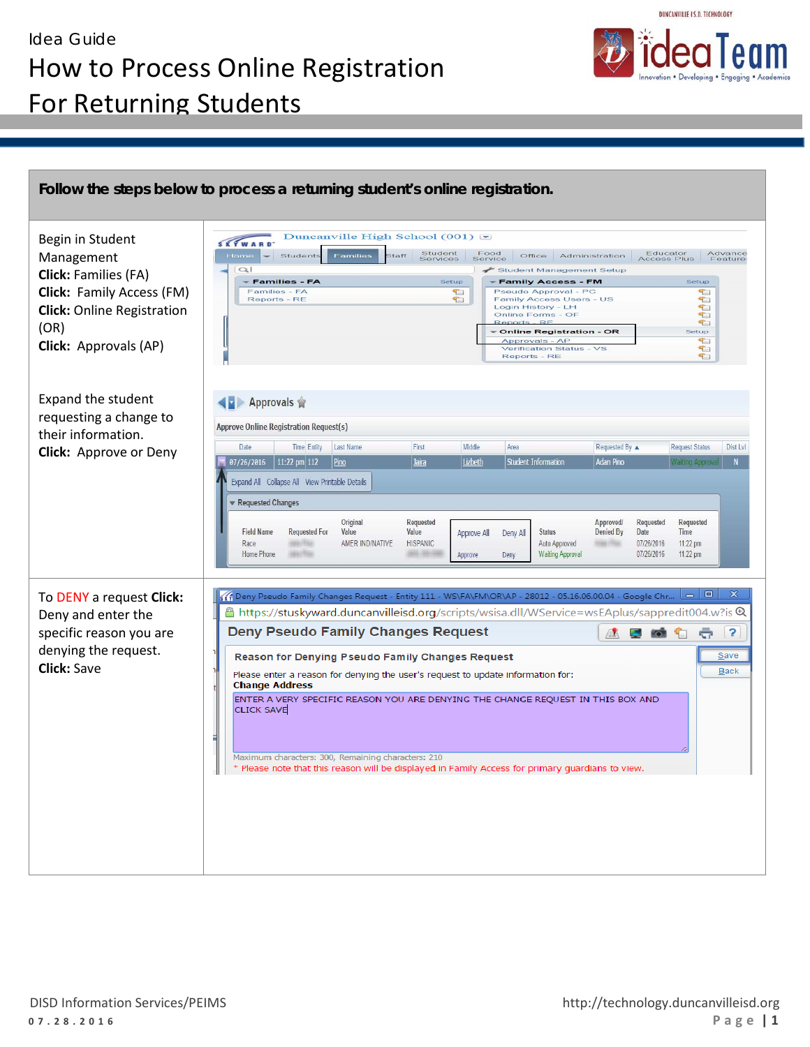Idea Guide

# How to Process Online Registration For Returning Students

**Follow the steps below to process a returning student's online registration.**

| | |
|---|---|
| Begin in Student Management<br>**Click:** Families (FA)<br>**Click:** Family Access (FM)<br>**Click:** Online Registration (OR)<br>**Click:** Approvals (AP)<br><br>Expand the student requesting a change to their information.<br>**Click:** Approve or Deny | |
| To DENY a request **Click:** Deny and enter the specific reason you are denying the request.<br>**Click:** Save | |

DISD Information Services/PEIMS

07.28.2016

http://technology.duncanvilleisd.org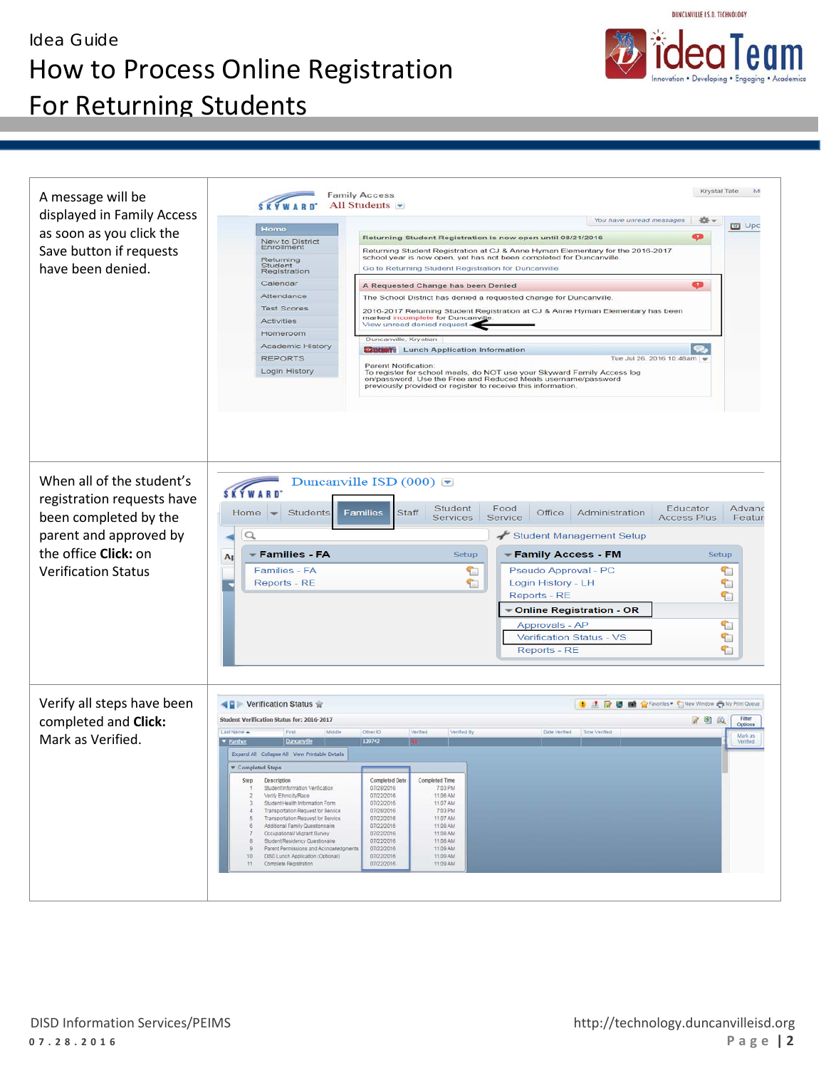# Idea Guide

# How to Process Online Registration For Returning Students

| | |
|---|---|
| A message will be displayed in Family Access as soon as you click the Save button if requests have been denied. | |
| When all of the student's registration requests have been completed by the parent and approved by the office **Click:** on Verification Status | |
| Verify all steps have been completed and **Click:** Mark as Verified. | |

DISD Information Services/PEIMS

07.28.2016

http://technology.duncanvilleisd.org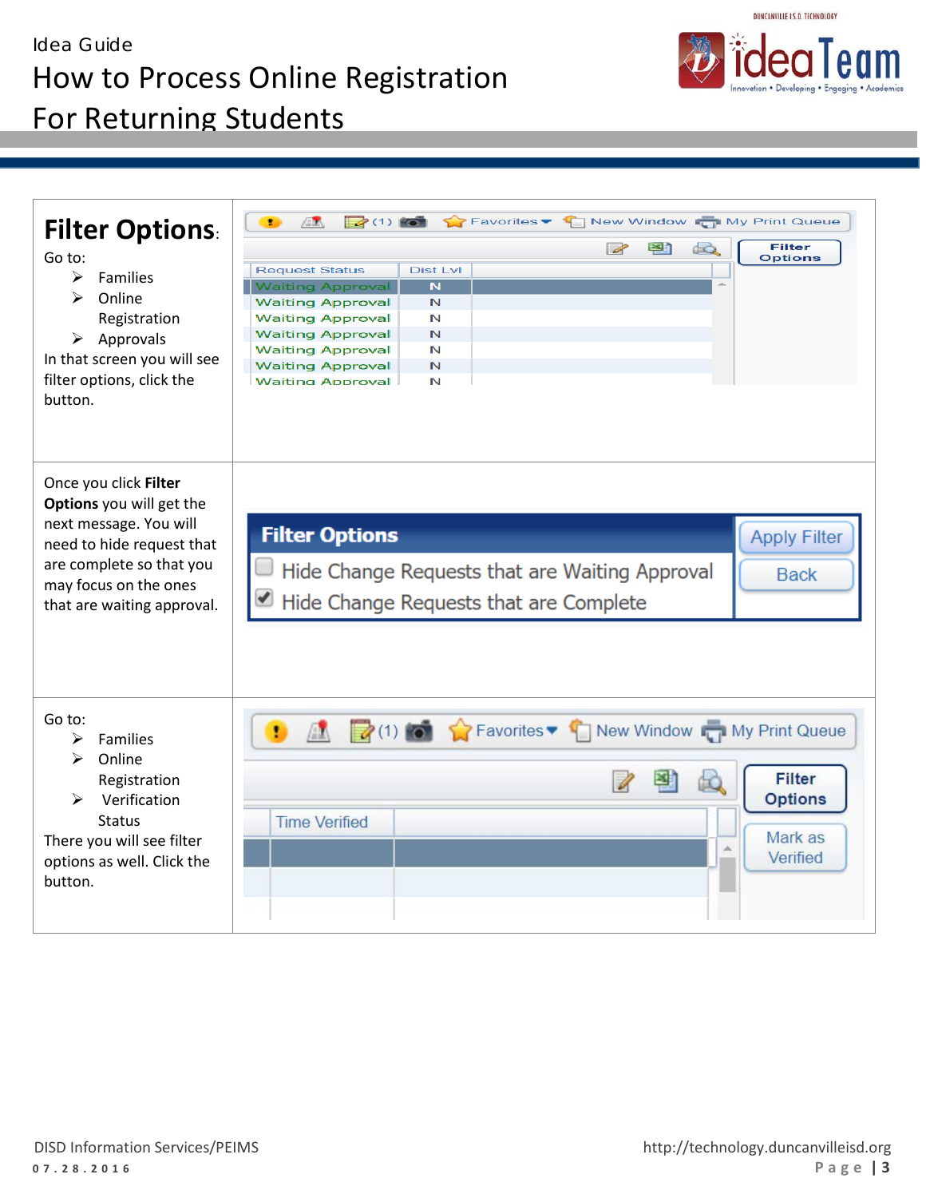## Filter Options:

Go to:

- Families
- Online Registration
- Approvals

In that screen you will see filter options, click the button.

Once you click **Filter Options** you will get the next message. You will need to hide request that are complete so that you may focus on the ones that are waiting approval.

Go to:

- Families
- Online Registration
- Verification Status

There you will see filter options as well. Click the button.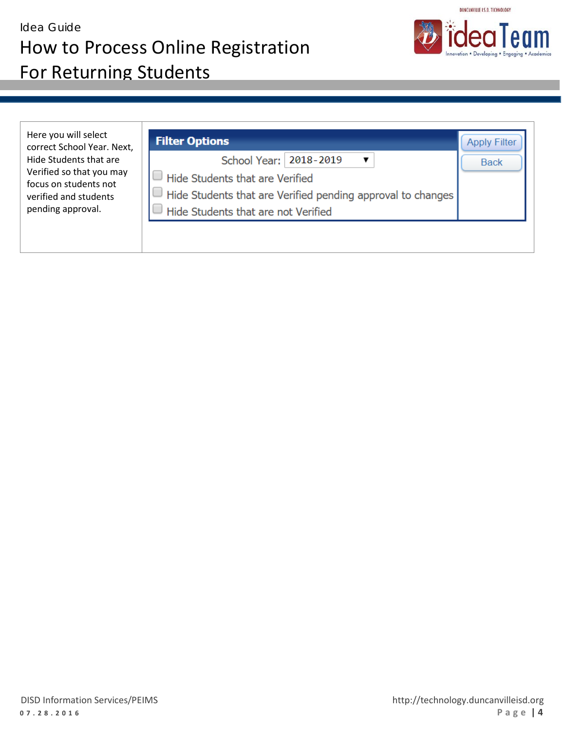| | |
|---|---|
| Here you will select correct School Year. Next, Hide Students that are Verified so that you may focus on students not verified and students pending approval. | **Filter Options**<br>School Year: 2018-2019 ▼<br>Hide Students that are Verified<br>Hide Students that are Verified pending approval to changes<br>Hide Students that are not Verified<br>Apply Filter<br>Back |